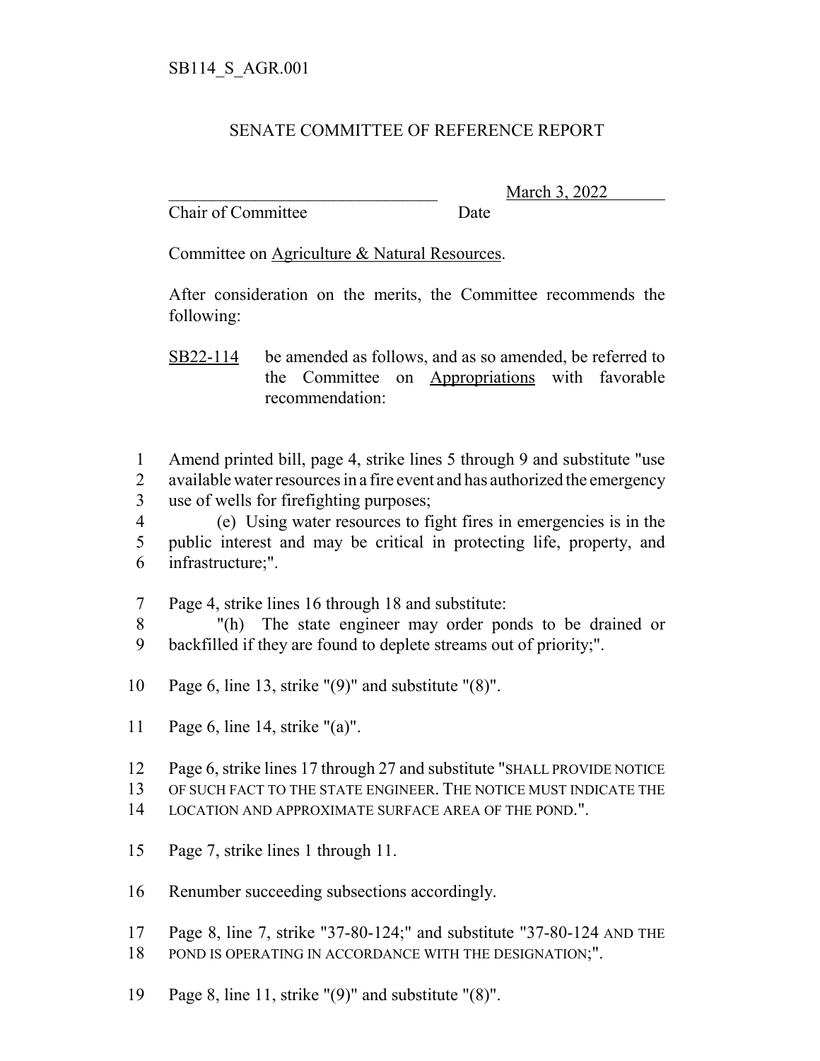SB114_S_AGR.001

# SENATE COMMITTEE OF REFERENCE REPORT

\_\_\_\_\_\_\_\_\_\_\_\_\_\_\_\_\_\_\_\_\_\_\_\_\_\_\_\_\_\_\_\_ March 3, 2022

Chair of Committee Date

Committee on Agriculture & Natural Resources.

After consideration on the merits, the Committee recommends the following:

SB22-114 be amended as follows, and as so amended, be referred to the Committee on Appropriations with favorable recommendation:

1 Amend printed bill, page 4, strike lines 5 through 9 and substitute "use
2 available water resources in a fire event and has authorized the emergency
3 use of wells for firefighting purposes;
4 (e) Using water resources to fight fires in emergencies is in the
5 public interest and may be critical in protecting life, property, and
6 infrastructure;".

7 Page 4, strike lines 16 through 18 and substitute:
8 "(h) The state engineer may order ponds to be drained or
9 backfilled if they are found to deplete streams out of priority;".

10 Page 6, line 13, strike "(9)" and substitute "(8)".

11 Page 6, line 14, strike "(a)".

12 Page 6, strike lines 17 through 27 and substitute "SHALL PROVIDE NOTICE
13 OF SUCH FACT TO THE STATE ENGINEER. THE NOTICE MUST INDICATE THE
14 LOCATION AND APPROXIMATE SURFACE AREA OF THE POND.".

15 Page 7, strike lines 1 through 11.

16 Renumber succeeding subsections accordingly.

17 Page 8, line 7, strike "37-80-124;" and substitute "37-80-124 AND THE
18 POND IS OPERATING IN ACCORDANCE WITH THE DESIGNATION;".

19 Page 8, line 11, strike "(9)" and substitute "(8)".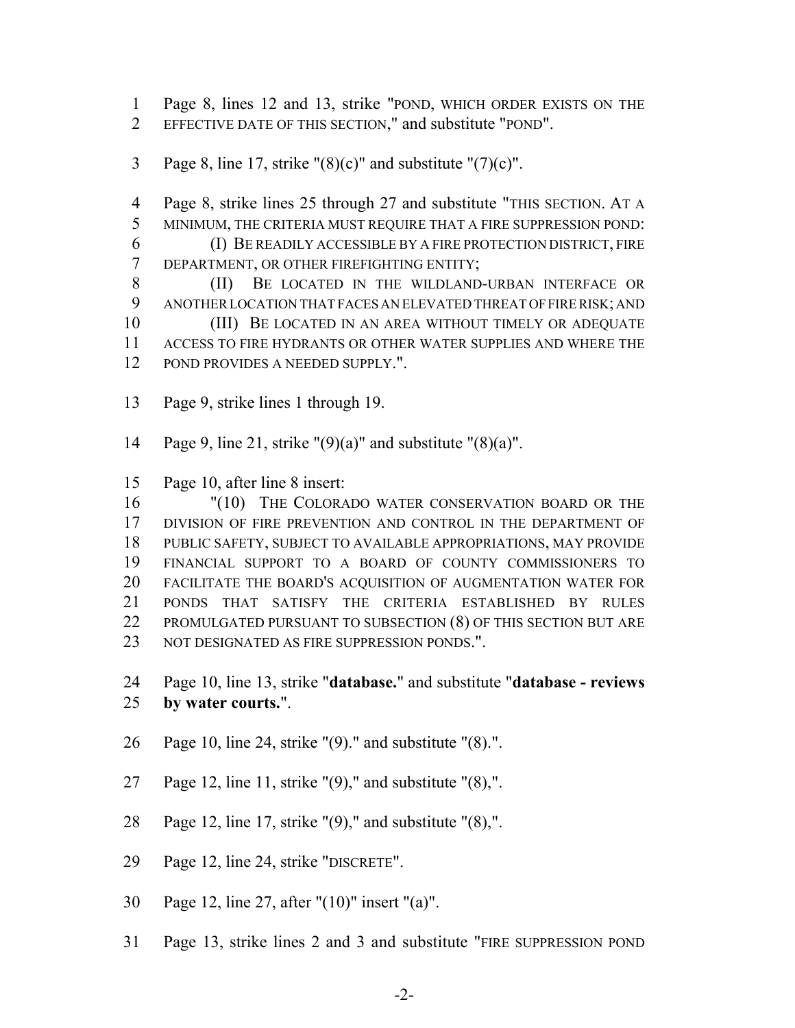Page 8, lines 12 and 13, strike "POND, WHICH ORDER EXISTS ON THE EFFECTIVE DATE OF THIS SECTION," and substitute "POND".

Page 8, line 17, strike "(8)(c)" and substitute "(7)(c)".

Page 8, strike lines 25 through 27 and substitute "THIS SECTION. AT A MINIMUM, THE CRITERIA MUST REQUIRE THAT A FIRE SUPPRESSION POND:

(I) BE READILY ACCESSIBLE BY A FIRE PROTECTION DISTRICT, FIRE DEPARTMENT, OR OTHER FIREFIGHTING ENTITY;

(II) BE LOCATED IN THE WILDLAND-URBAN INTERFACE OR ANOTHER LOCATION THAT FACES AN ELEVATED THREAT OF FIRE RISK; AND

(III) BE LOCATED IN AN AREA WITHOUT TIMELY OR ADEQUATE ACCESS TO FIRE HYDRANTS OR OTHER WATER SUPPLIES AND WHERE THE POND PROVIDES A NEEDED SUPPLY.".

Page 9, strike lines 1 through 19.

Page 9, line 21, strike "(9)(a)" and substitute "(8)(a)".

Page 10, after line 8 insert:

"(10) THE COLORADO WATER CONSERVATION BOARD OR THE DIVISION OF FIRE PREVENTION AND CONTROL IN THE DEPARTMENT OF PUBLIC SAFETY, SUBJECT TO AVAILABLE APPROPRIATIONS, MAY PROVIDE FINANCIAL SUPPORT TO A BOARD OF COUNTY COMMISSIONERS TO FACILITATE THE BOARD'S ACQUISITION OF AUGMENTATION WATER FOR PONDS THAT SATISFY THE CRITERIA ESTABLISHED BY RULES PROMULGATED PURSUANT TO SUBSECTION (8) OF THIS SECTION BUT ARE NOT DESIGNATED AS FIRE SUPPRESSION PONDS.".

Page 10, line 13, strike "**database.**" and substitute "**database - reviews by water courts.**".

Page 10, line 24, strike "(9)." and substitute "(8).".

Page 12, line 11, strike "(9)," and substitute "(8),".

Page 12, line 17, strike "(9)," and substitute "(8),".

Page 12, line 24, strike "DISCRETE".

Page 12, line 27, after "(10)" insert "(a)".

Page 13, strike lines 2 and 3 and substitute "FIRE SUPPRESSION POND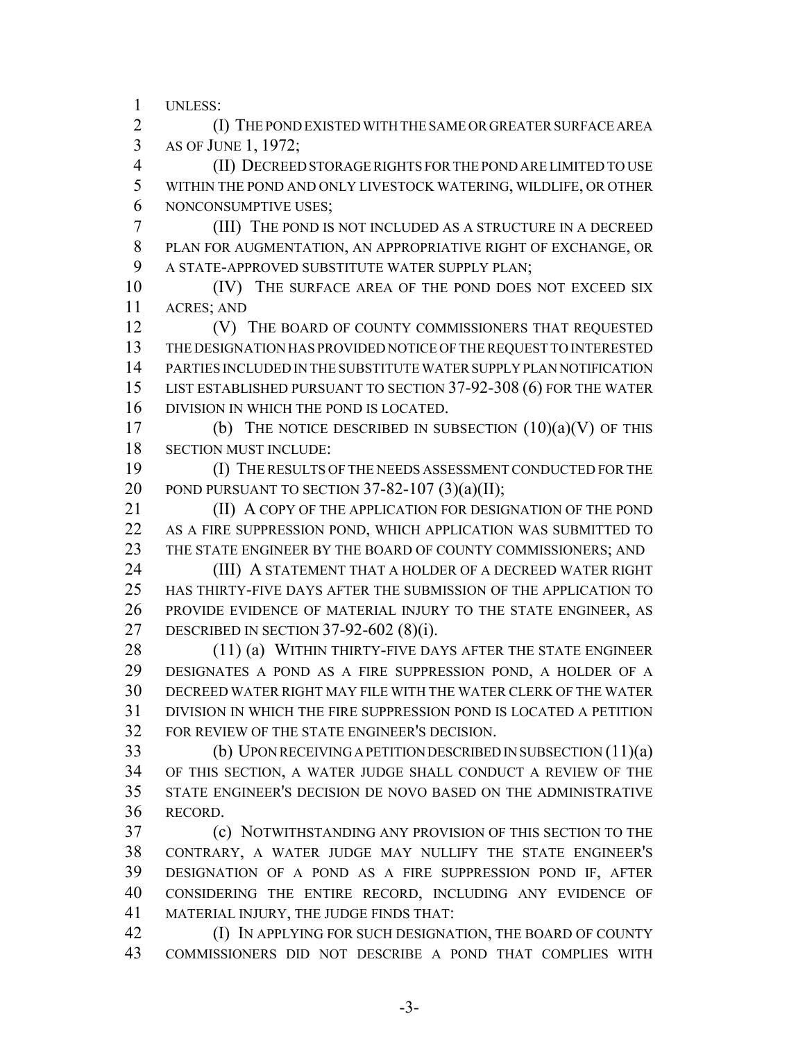UNLESS:

(I) THE POND EXISTED WITH THE SAME OR GREATER SURFACE AREA AS OF JUNE 1, 1972;

(II) DECREED STORAGE RIGHTS FOR THE POND ARE LIMITED TO USE WITHIN THE POND AND ONLY LIVESTOCK WATERING, WILDLIFE, OR OTHER NONCONSUMPTIVE USES;

(III) THE POND IS NOT INCLUDED AS A STRUCTURE IN A DECREED PLAN FOR AUGMENTATION, AN APPROPRIATIVE RIGHT OF EXCHANGE, OR A STATE-APPROVED SUBSTITUTE WATER SUPPLY PLAN;

(IV) THE SURFACE AREA OF THE POND DOES NOT EXCEED SIX ACRES; AND

(V) THE BOARD OF COUNTY COMMISSIONERS THAT REQUESTED THE DESIGNATION HAS PROVIDED NOTICE OF THE REQUEST TO INTERESTED PARTIES INCLUDED IN THE SUBSTITUTE WATER SUPPLY PLAN NOTIFICATION LIST ESTABLISHED PURSUANT TO SECTION 37-92-308 (6) FOR THE WATER DIVISION IN WHICH THE POND IS LOCATED.

(b) THE NOTICE DESCRIBED IN SUBSECTION (10)(a)(V) OF THIS SECTION MUST INCLUDE:

(I) THE RESULTS OF THE NEEDS ASSESSMENT CONDUCTED FOR THE POND PURSUANT TO SECTION 37-82-107 (3)(a)(II);

(II) A COPY OF THE APPLICATION FOR DESIGNATION OF THE POND AS A FIRE SUPPRESSION POND, WHICH APPLICATION WAS SUBMITTED TO THE STATE ENGINEER BY THE BOARD OF COUNTY COMMISSIONERS; AND

(III) A STATEMENT THAT A HOLDER OF A DECREED WATER RIGHT HAS THIRTY-FIVE DAYS AFTER THE SUBMISSION OF THE APPLICATION TO PROVIDE EVIDENCE OF MATERIAL INJURY TO THE STATE ENGINEER, AS DESCRIBED IN SECTION 37-92-602 (8)(i).

(11) (a) WITHIN THIRTY-FIVE DAYS AFTER THE STATE ENGINEER DESIGNATES A POND AS A FIRE SUPPRESSION POND, A HOLDER OF A DECREED WATER RIGHT MAY FILE WITH THE WATER CLERK OF THE WATER DIVISION IN WHICH THE FIRE SUPPRESSION POND IS LOCATED A PETITION FOR REVIEW OF THE STATE ENGINEER'S DECISION.

(b) UPON RECEIVING A PETITION DESCRIBED IN SUBSECTION (11)(a) OF THIS SECTION, A WATER JUDGE SHALL CONDUCT A REVIEW OF THE STATE ENGINEER'S DECISION DE NOVO BASED ON THE ADMINISTRATIVE RECORD.

(c) NOTWITHSTANDING ANY PROVISION OF THIS SECTION TO THE CONTRARY, A WATER JUDGE MAY NULLIFY THE STATE ENGINEER'S DESIGNATION OF A POND AS A FIRE SUPPRESSION POND IF, AFTER CONSIDERING THE ENTIRE RECORD, INCLUDING ANY EVIDENCE OF MATERIAL INJURY, THE JUDGE FINDS THAT:

(I) IN APPLYING FOR SUCH DESIGNATION, THE BOARD OF COUNTY COMMISSIONERS DID NOT DESCRIBE A POND THAT COMPLIES WITH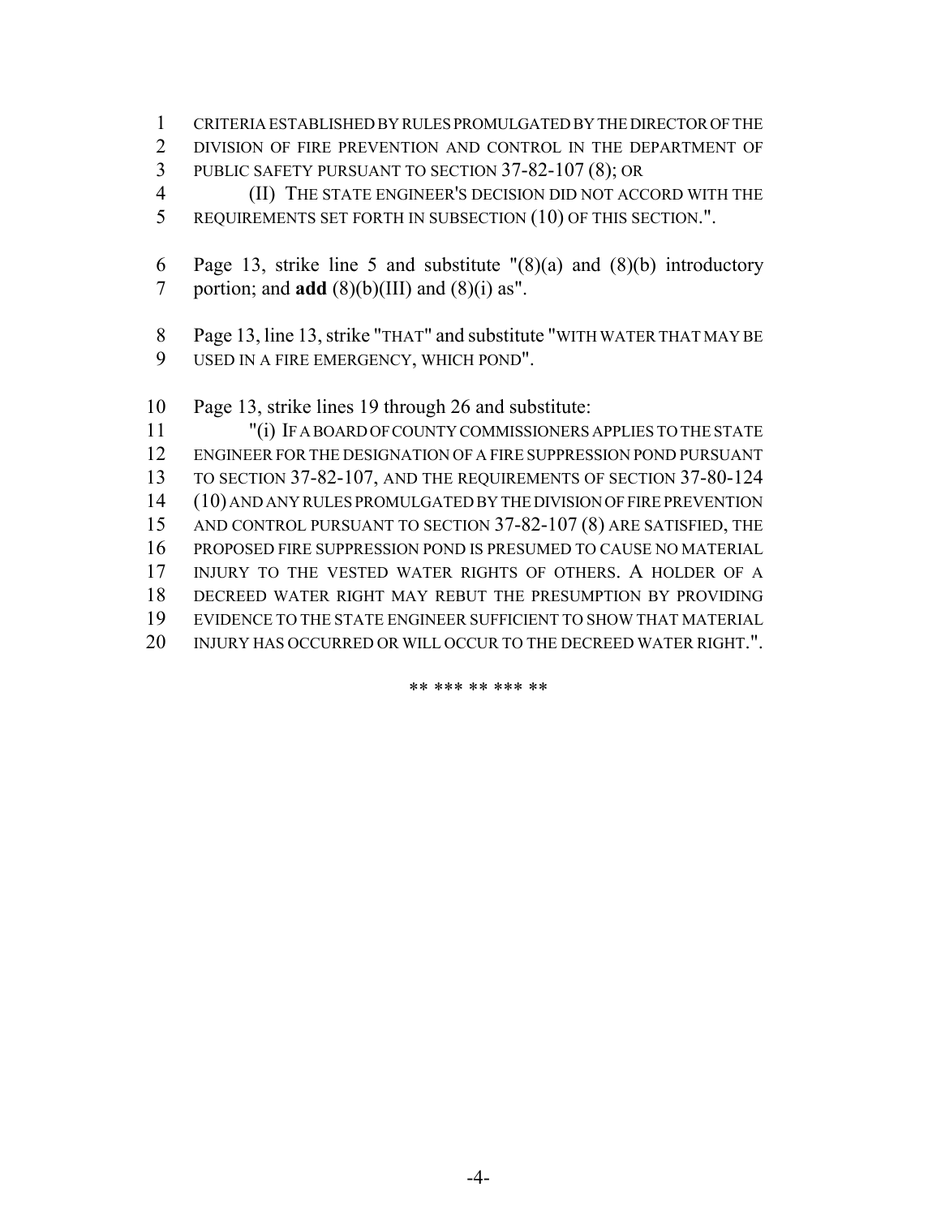CRITERIA ESTABLISHED BY RULES PROMULGATED BY THE DIRECTOR OF THE DIVISION OF FIRE PREVENTION AND CONTROL IN THE DEPARTMENT OF PUBLIC SAFETY PURSUANT TO SECTION 37-82-107 (8); OR

(II) THE STATE ENGINEER'S DECISION DID NOT ACCORD WITH THE REQUIREMENTS SET FORTH IN SUBSECTION (10) OF THIS SECTION.".

Page 13, strike line 5 and substitute "(8)(a) and (8)(b) introductory portion; and **add** (8)(b)(III) and (8)(i) as".

Page 13, line 13, strike "THAT" and substitute "WITH WATER THAT MAY BE USED IN A FIRE EMERGENCY, WHICH POND".

Page 13, strike lines 19 through 26 and substitute:

"(i) IF A BOARD OF COUNTY COMMISSIONERS APPLIES TO THE STATE ENGINEER FOR THE DESIGNATION OF A FIRE SUPPRESSION POND PURSUANT TO SECTION 37-82-107, AND THE REQUIREMENTS OF SECTION 37-80-124 (10) AND ANY RULES PROMULGATED BY THE DIVISION OF FIRE PREVENTION AND CONTROL PURSUANT TO SECTION 37-82-107 (8) ARE SATISFIED, THE PROPOSED FIRE SUPPRESSION POND IS PRESUMED TO CAUSE NO MATERIAL INJURY TO THE VESTED WATER RIGHTS OF OTHERS. A HOLDER OF A DECREED WATER RIGHT MAY REBUT THE PRESUMPTION BY PROVIDING EVIDENCE TO THE STATE ENGINEER SUFFICIENT TO SHOW THAT MATERIAL INJURY HAS OCCURRED OR WILL OCCUR TO THE DECREED WATER RIGHT.".

** *** ** *** **